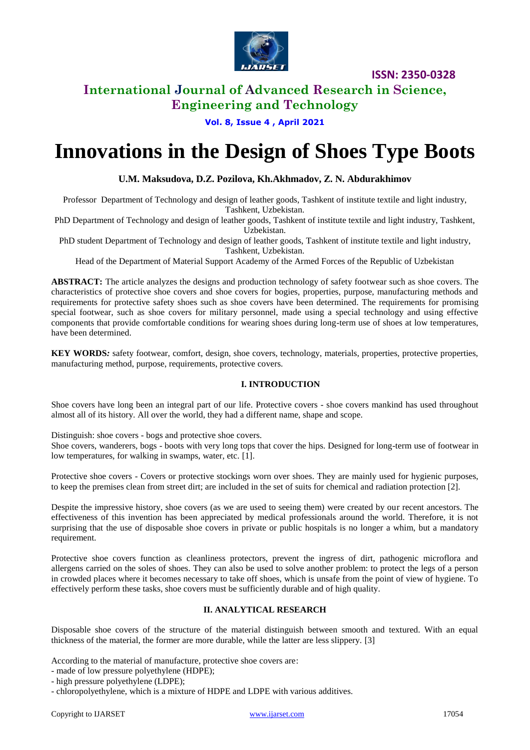# International Journal of Advanced Research in Science, Engineering and Technology

**ISSN: 2350-0328**

**Vol. 8, Issue 4 , April 2021**

# Innovations in the Design of Shoes Type Boots

**U.M. Maksudova, D.Z. Pozilova, Kh.Akhmadov, Z. N. Abdurakhimov**

Professor Department of Technology and design of leather goods, Tashkent of institute textile and light industry, Tashkent, Uzbekistan.

PhD Department of Technology and design of leather goods, Tashkent of institute textile and light industry, Tashkent, Uzbekistan.

PhD student Department of Technology and design of leather goods, Tashkent of institute textile and light industry, Tashkent, Uzbekistan.

Head of the Department of Material Support Academy of the Armed Forces of the Republic of Uzbekistan

**ABSTRACT:** The article analyzes the designs and production technology of safety footwear such as shoe covers. The characteristics of protective shoe covers and shoe covers for bogies, properties, purpose, manufacturing methods and requirements for protective safety shoes such as shoe covers have been determined. The requirements for promising special footwear, such as shoe covers for military personnel, made using a special technology and using effective components that provide comfortable conditions for wearing shoes during long-term use of shoes at low temperatures, have been determined.

**KEY WORDS***:* safety footwear, comfort, design, shoe covers, technology, materials, properties, protective properties, manufacturing method, purpose, requirements, protective covers.

## I. INTRODUCTION

Shoe covers have long been an integral part of our life. Protective covers - shoe covers mankind has used throughout almost all of its history. All over the world, they had a different name, shape and scope.

Distinguish: shoe covers - bogs and protective shoe covers.
Shoe covers, wanderers, bogs - boots with very long tops that cover the hips. Designed for long-term use of footwear in low temperatures, for walking in swamps, water, etc. [1].

Protective shoe covers - Covers or protective stockings worn over shoes. They are mainly used for hygienic purposes, to keep the premises clean from street dirt; are included in the set of suits for chemical and radiation protection [2].

Despite the impressive history, shoe covers (as we are used to seeing them) were created by our recent ancestors. The effectiveness of this invention has been appreciated by medical professionals around the world. Therefore, it is not surprising that the use of disposable shoe covers in private or public hospitals is no longer a whim, but a mandatory requirement.

Protective shoe covers function as cleanliness protectors, prevent the ingress of dirt, pathogenic microflora and allergens carried on the soles of shoes. They can also be used to solve another problem: to protect the legs of a person in crowded places where it becomes necessary to take off shoes, which is unsafe from the point of view of hygiene. To effectively perform these tasks, shoe covers must be sufficiently durable and of high quality.

## II. ANALYTICAL RESEARCH

Disposable shoe covers of the structure of the material distinguish between smooth and textured. With an equal thickness of the material, the former are more durable, while the latter are less slippery. [3]

According to the material of manufacture, protective shoe covers are:
- made of low pressure polyethylene (HDPE);
- high pressure polyethylene (LDPE);
- chloropolyethylene, which is a mixture of HDPE and LDPE with various additives.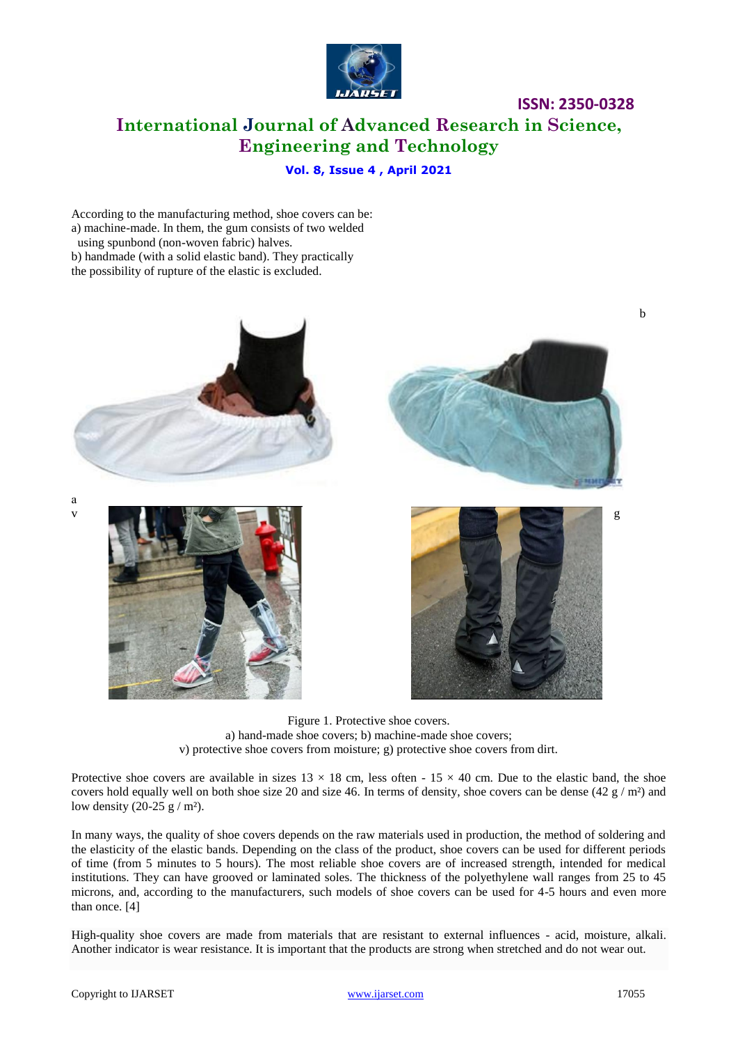According to the manufacturing method, shoe covers can be:

a) machine-made. In them, the gum consists of two welded using spunbond (non-woven fabric) halves.

b) handmade (with a solid elastic band). They practically the possibility of rupture of the elastic is excluded.

Figure 1. Protective shoe covers.
a) hand-made shoe covers; b) machine-made shoe covers;
v) protective shoe covers from moisture; g) protective shoe covers from dirt.

Protective shoe covers are available in sizes 13 × 18 cm, less often - 15 × 40 cm. Due to the elastic band, the shoe covers hold equally well on both shoe size 20 and size 46. In terms of density, shoe covers can be dense (42 g / m²) and low density (20-25 g / m²).

In many ways, the quality of shoe covers depends on the raw materials used in production, the method of soldering and the elasticity of the elastic bands. Depending on the class of the product, shoe covers can be used for different periods of time (from 5 minutes to 5 hours). The most reliable shoe covers are of increased strength, intended for medical institutions. They can have grooved or laminated soles. The thickness of the polyethylene wall ranges from 25 to 45 microns, and, according to the manufacturers, such models of shoe covers can be used for 4-5 hours and even more than once. [4]

High-quality shoe covers are made from materials that are resistant to external influences - acid, moisture, alkali. Another indicator is wear resistance. It is important that the products are strong when stretched and do not wear out.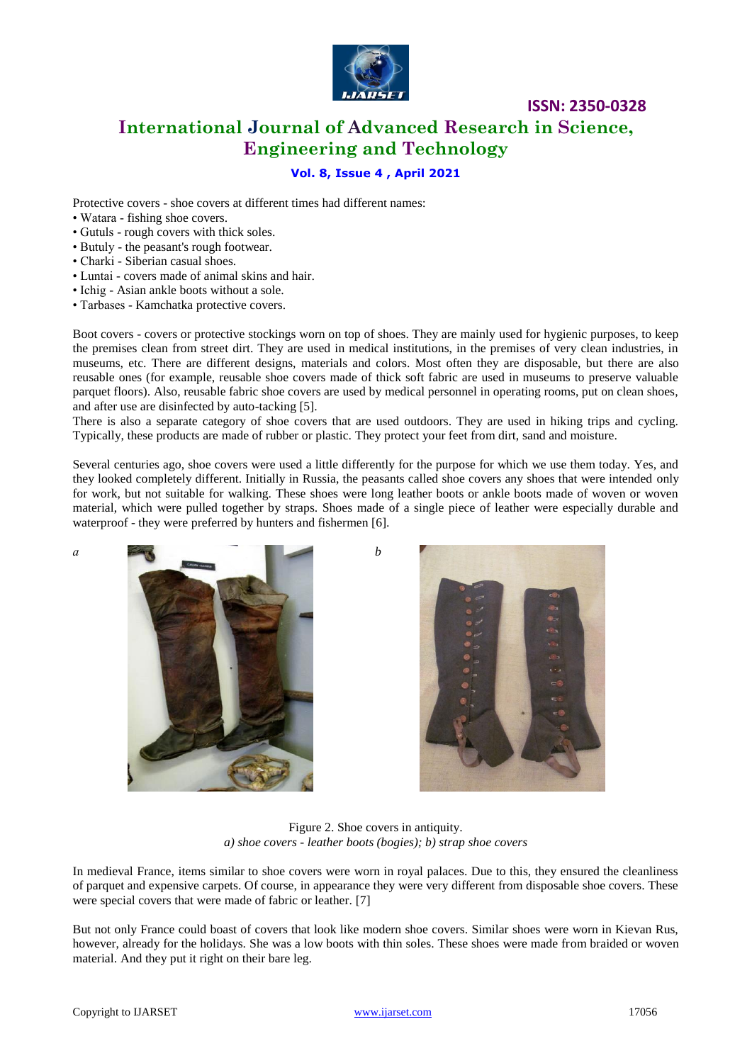Protective covers - shoe covers at different times had different names:

- Watara - fishing shoe covers.
- Gutuls - rough covers with thick soles.
- Butuly - the peasant's rough footwear.
- Charki - Siberian casual shoes.
- Luntai - covers made of animal skins and hair.
- Ichig - Asian ankle boots without a sole.
- Tarbases - Kamchatka protective covers.

Boot covers - covers or protective stockings worn on top of shoes. They are mainly used for hygienic purposes, to keep the premises clean from street dirt. They are used in medical institutions, in the premises of very clean industries, in museums, etc. There are different designs, materials and colors. Most often they are disposable, but there are also reusable ones (for example, reusable shoe covers made of thick soft fabric are used in museums to preserve valuable parquet floors). Also, reusable fabric shoe covers are used by medical personnel in operating rooms, put on clean shoes, and after use are disinfected by auto-tacking [5].

There is also a separate category of shoe covers that are used outdoors. They are used in hiking trips and cycling. Typically, these products are made of rubber or plastic. They protect your feet from dirt, sand and moisture.

Several centuries ago, shoe covers were used a little differently for the purpose for which we use them today. Yes, and they looked completely different. Initially in Russia, the peasants called shoe covers any shoes that were intended only for work, but not suitable for walking. These shoes were long leather boots or ankle boots made of woven or woven material, which were pulled together by straps. Shoes made of a single piece of leather were especially durable and waterproof - they were preferred by hunters and fishermen [6].

*a* *b*

Figure 2. Shoe covers in antiquity.
*a) shoe covers - leather boots (bogies); b) strap shoe covers*

In medieval France, items similar to shoe covers were worn in royal palaces. Due to this, they ensured the cleanliness of parquet and expensive carpets. Of course, in appearance they were very different from disposable shoe covers. These were special covers that were made of fabric or leather. [7]

But not only France could boast of covers that look like modern shoe covers. Similar shoes were worn in Kievan Rus, however, already for the holidays. She was a low boots with thin soles. These shoes were made from braided or woven material. And they put it right on their bare leg.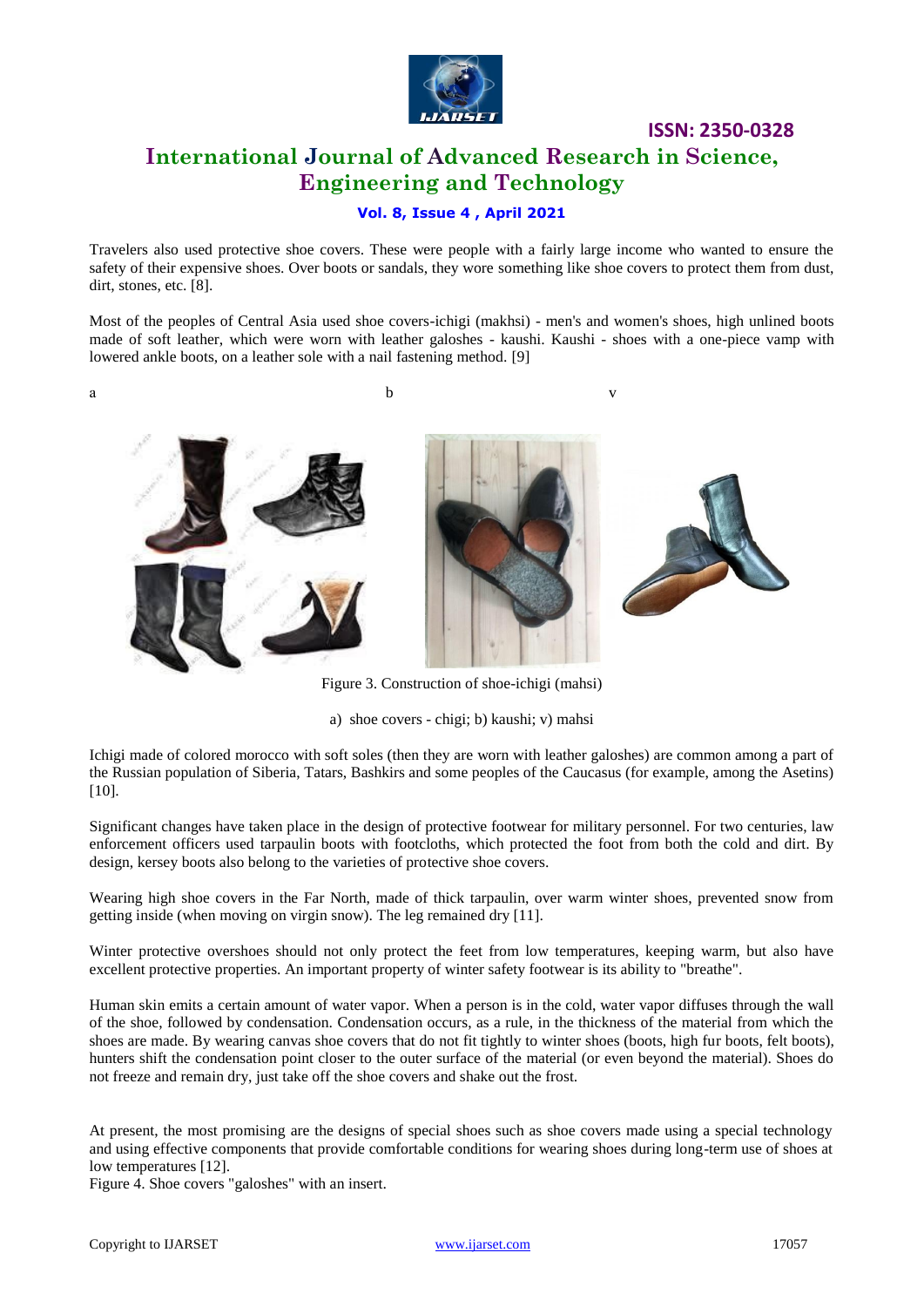Travelers also used protective shoe covers. These were people with a fairly large income who wanted to ensure the safety of their expensive shoes. Over boots or sandals, they wore something like shoe covers to protect them from dust, dirt, stones, etc. [8].

Most of the peoples of Central Asia used shoe covers-ichigi (makhsi) - men's and women's shoes, high unlined boots made of soft leather, which were worn with leather galoshes - kaushi. Kaushi - shoes with a one-piece vamp with lowered ankle boots, on a leather sole with a nail fastening method. [9]

a b v

Figure 3. Construction of shoe-ichigi (mahsi)

a) shoe covers - chigi; b) kaushi; v) mahsi

Ichigi made of colored morocco with soft soles (then they are worn with leather galoshes) are common among a part of the Russian population of Siberia, Tatars, Bashkirs and some peoples of the Caucasus (for example, among the Asetins) [10].

Significant changes have taken place in the design of protective footwear for military personnel. For two centuries, law enforcement officers used tarpaulin boots with footcloths, which protected the foot from both the cold and dirt. By design, kersey boots also belong to the varieties of protective shoe covers.

Wearing high shoe covers in the Far North, made of thick tarpaulin, over warm winter shoes, prevented snow from getting inside (when moving on virgin snow). The leg remained dry [11].

Winter protective overshoes should not only protect the feet from low temperatures, keeping warm, but also have excellent protective properties. An important property of winter safety footwear is its ability to "breathe".

Human skin emits a certain amount of water vapor. When a person is in the cold, water vapor diffuses through the wall of the shoe, followed by condensation. Condensation occurs, as a rule, in the thickness of the material from which the shoes are made. By wearing canvas shoe covers that do not fit tightly to winter shoes (boots, high fur boots, felt boots), hunters shift the condensation point closer to the outer surface of the material (or even beyond the material). Shoes do not freeze and remain dry, just take off the shoe covers and shake out the frost.

At present, the most promising are the designs of special shoes such as shoe covers made using a special technology and using effective components that provide comfortable conditions for wearing shoes during long-term use of shoes at low temperatures [12].

Figure 4. Shoe covers "galoshes" with an insert.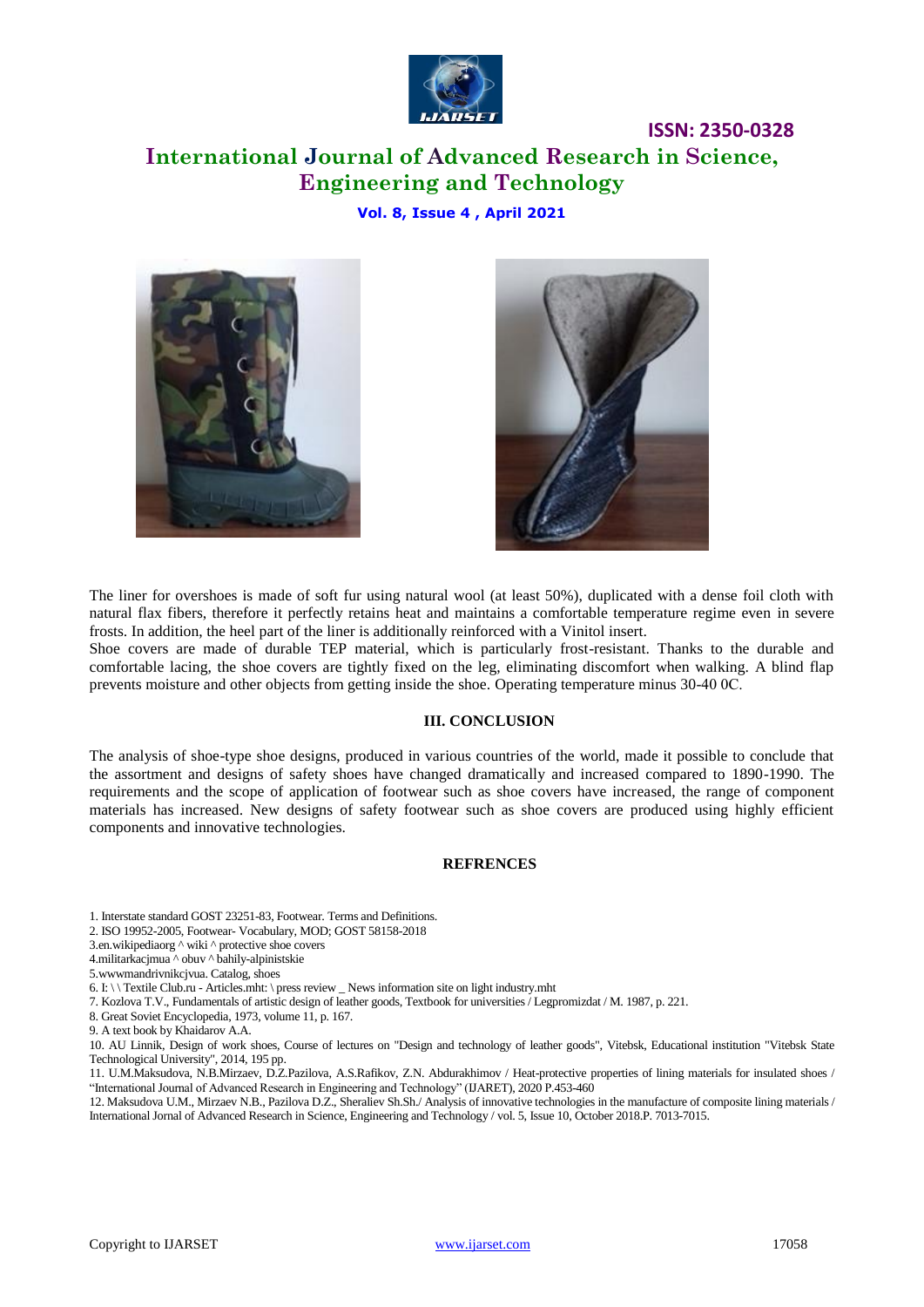The liner for overshoes is made of soft fur using natural wool (at least 50%), duplicated with a dense foil cloth with natural flax fibers, therefore it perfectly retains heat and maintains a comfortable temperature regime even in severe frosts. In addition, the heel part of the liner is additionally reinforced with a Vinitol insert.

Shoe covers are made of durable TEP material, which is particularly frost-resistant. Thanks to the durable and comfortable lacing, the shoe covers are tightly fixed on the leg, eliminating discomfort when walking. A blind flap prevents moisture and other objects from getting inside the shoe. Operating temperature minus 30-40 0C.

## III. CONCLUSION

The analysis of shoe-type shoe designs, produced in various countries of the world, made it possible to conclude that the assortment and designs of safety shoes have changed dramatically and increased compared to 1890-1990. The requirements and the scope of application of footwear such as shoe covers have increased, the range of component materials has increased. New designs of safety footwear such as shoe covers are produced using highly efficient components and innovative technologies.

## REFRENCES

1. Interstate standard GOST 23251-83, Footwear. Terms and Definitions.
2. ISO 19952-2005, Footwear- Vocabulary, MOD; GOST 58158-2018
3. en.wikipediaorg ^ wiki ^ protective shoe covers
4. militarkacjmua ^ obuv ^ bahily-alpinistskie
5. wwwmandrivnikcjvua. Catalog, shoes
6. I: \ \ Textile Club.ru - Articles.mht: \ press review _ News information site on light industry.mht
7. Kozlova T.V., Fundamentals of artistic design of leather goods, Textbook for universities / Legpromizdat / M. 1987, p. 221.
8. Great Soviet Encyclopedia, 1973, volume 11, p. 167.
9. A text book by Khaidarov A.A.
10. AU Linnik, Design of work shoes, Course of lectures on "Design and technology of leather goods", Vitebsk, Educational institution "Vitebsk State Technological University", 2014, 195 pp.
11. U.M.Maksudova, N.B.Mirzaev, D.Z.Pazilova, A.S.Rafikov, Z.N. Abdurakhimov / Heat-protective properties of lining materials for insulated shoes / "International Journal of Advanced Research in Engineering and Technology" (IJARET), 2020 P.453-460
12. Maksudova U.M., Mirzaev N.B., Pazilova D.Z., Sheraliev Sh.Sh./ Analysis of innovative technologies in the manufacture of composite lining materials / International Jornal of Advanced Research in Science, Engineering and Technology / vol. 5, Issue 10, October 2018.P. 7013-7015.